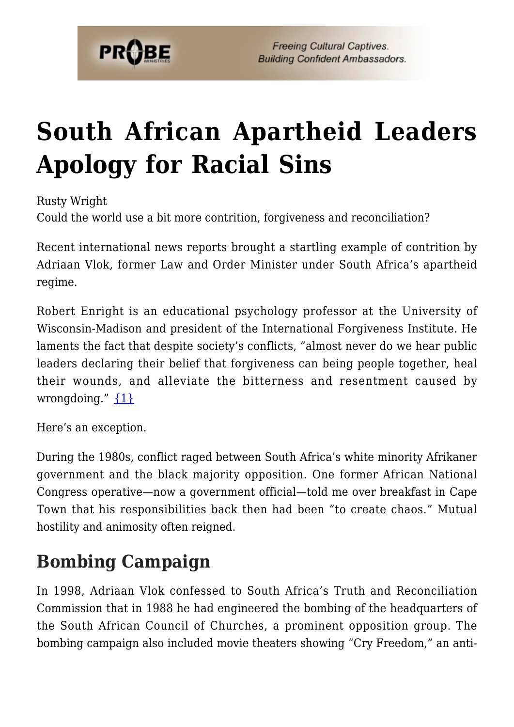# South African Apartheid Leaders Apology for Racial Sins

Rusty Wright
Could the world use a bit more contrition, forgiveness and reconciliation?

Recent international news reports brought a startling example of contrition by Adriaan Vlok, former Law and Order Minister under South Africa's apartheid regime.

Robert Enright is an educational psychology professor at the University of Wisconsin-Madison and president of the International Forgiveness Institute. He laments the fact that despite society's conflicts, "almost never do we hear public leaders declaring their belief that forgiveness can being people together, heal their wounds, and alleviate the bitterness and resentment caused by wrongdoing." {1}

Here's an exception.

During the 1980s, conflict raged between South Africa's white minority Afrikaner government and the black majority opposition. One former African National Congress operative—now a government official—told me over breakfast in Cape Town that his responsibilities back then had been "to create chaos." Mutual hostility and animosity often reigned.

## Bombing Campaign

In 1998, Adriaan Vlok confessed to South Africa's Truth and Reconciliation Commission that in 1988 he had engineered the bombing of the headquarters of the South African Council of Churches, a prominent opposition group. The bombing campaign also included movie theaters showing "Cry Freedom," an anti-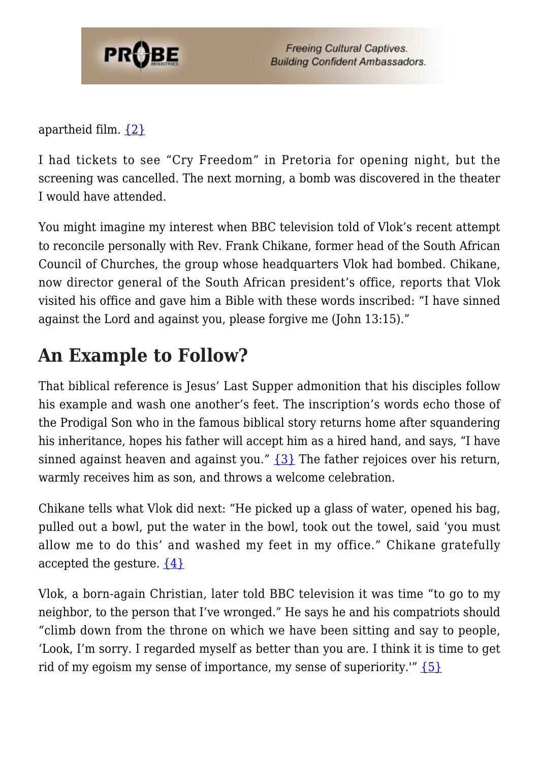apartheid film. {2}

I had tickets to see "Cry Freedom" in Pretoria for opening night, but the screening was cancelled. The next morning, a bomb was discovered in the theater I would have attended.

You might imagine my interest when BBC television told of Vlok's recent attempt to reconcile personally with Rev. Frank Chikane, former head of the South African Council of Churches, the group whose headquarters Vlok had bombed. Chikane, now director general of the South African president's office, reports that Vlok visited his office and gave him a Bible with these words inscribed: "I have sinned against the Lord and against you, please forgive me (John 13:15)."

## An Example to Follow?

That biblical reference is Jesus' Last Supper admonition that his disciples follow his example and wash one another's feet. The inscription's words echo those of the Prodigal Son who in the famous biblical story returns home after squandering his inheritance, hopes his father will accept him as a hired hand, and says, "I have sinned against heaven and against you." {3} The father rejoices over his return, warmly receives him as son, and throws a welcome celebration.

Chikane tells what Vlok did next: "He picked up a glass of water, opened his bag, pulled out a bowl, put the water in the bowl, took out the towel, said 'you must allow me to do this' and washed my feet in my office." Chikane gratefully accepted the gesture. {4}

Vlok, a born-again Christian, later told BBC television it was time "to go to my neighbor, to the person that I've wronged." He says he and his compatriots should "climb down from the throne on which we have been sitting and say to people, 'Look, I'm sorry. I regarded myself as better than you are. I think it is time to get rid of my egoism my sense of importance, my sense of superiority.'" {5}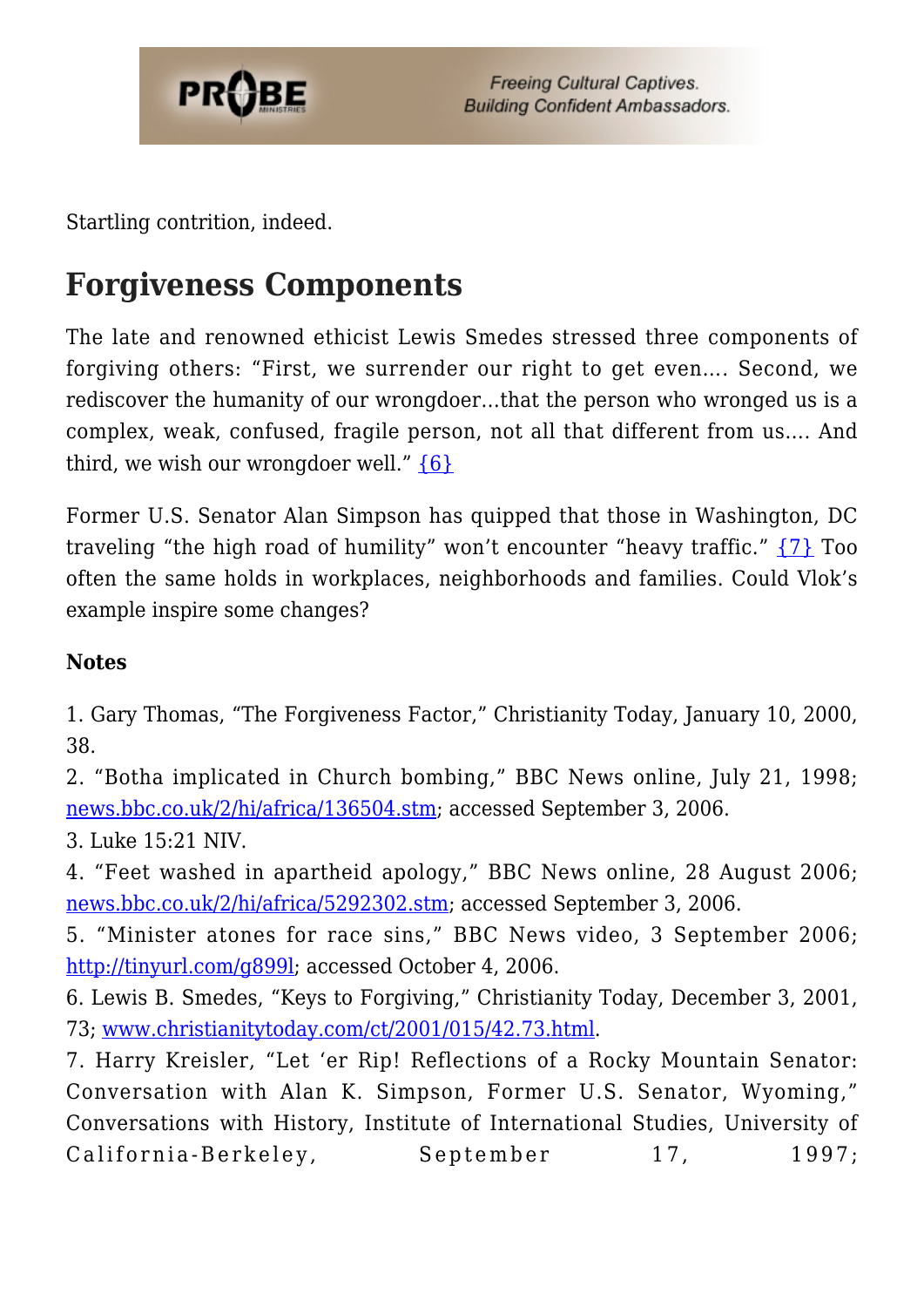Startling contrition, indeed.

## Forgiveness Components

The late and renowned ethicist Lewis Smedes stressed three components of forgiving others: "First, we surrender our right to get even…. Second, we rediscover the humanity of our wrongdoer…that the person who wronged us is a complex, weak, confused, fragile person, not all that different from us…. And third, we wish our wrongdoer well." {6}

Former U.S. Senator Alan Simpson has quipped that those in Washington, DC traveling "the high road of humility" won't encounter "heavy traffic." {7} Too often the same holds in workplaces, neighborhoods and families. Could Vlok's example inspire some changes?

**Notes**

1. Gary Thomas, "The Forgiveness Factor," Christianity Today, January 10, 2000, 38.
2. "Botha implicated in Church bombing," BBC News online, July 21, 1998; news.bbc.co.uk/2/hi/africa/136504.stm; accessed September 3, 2006.
3. Luke 15:21 NIV.
4. "Feet washed in apartheid apology," BBC News online, 28 August 2006; news.bbc.co.uk/2/hi/africa/5292302.stm; accessed September 3, 2006.
5. "Minister atones for race sins," BBC News video, 3 September 2006; http://tinyurl.com/g899l; accessed October 4, 2006.
6. Lewis B. Smedes, "Keys to Forgiving," Christianity Today, December 3, 2001, 73; www.christianitytoday.com/ct/2001/015/42.73.html.
7. Harry Kreisler, "Let 'er Rip! Reflections of a Rocky Mountain Senator: Conversation with Alan K. Simpson, Former U.S. Senator, Wyoming," Conversations with History, Institute of International Studies, University of California-Berkeley, September 17, 1997;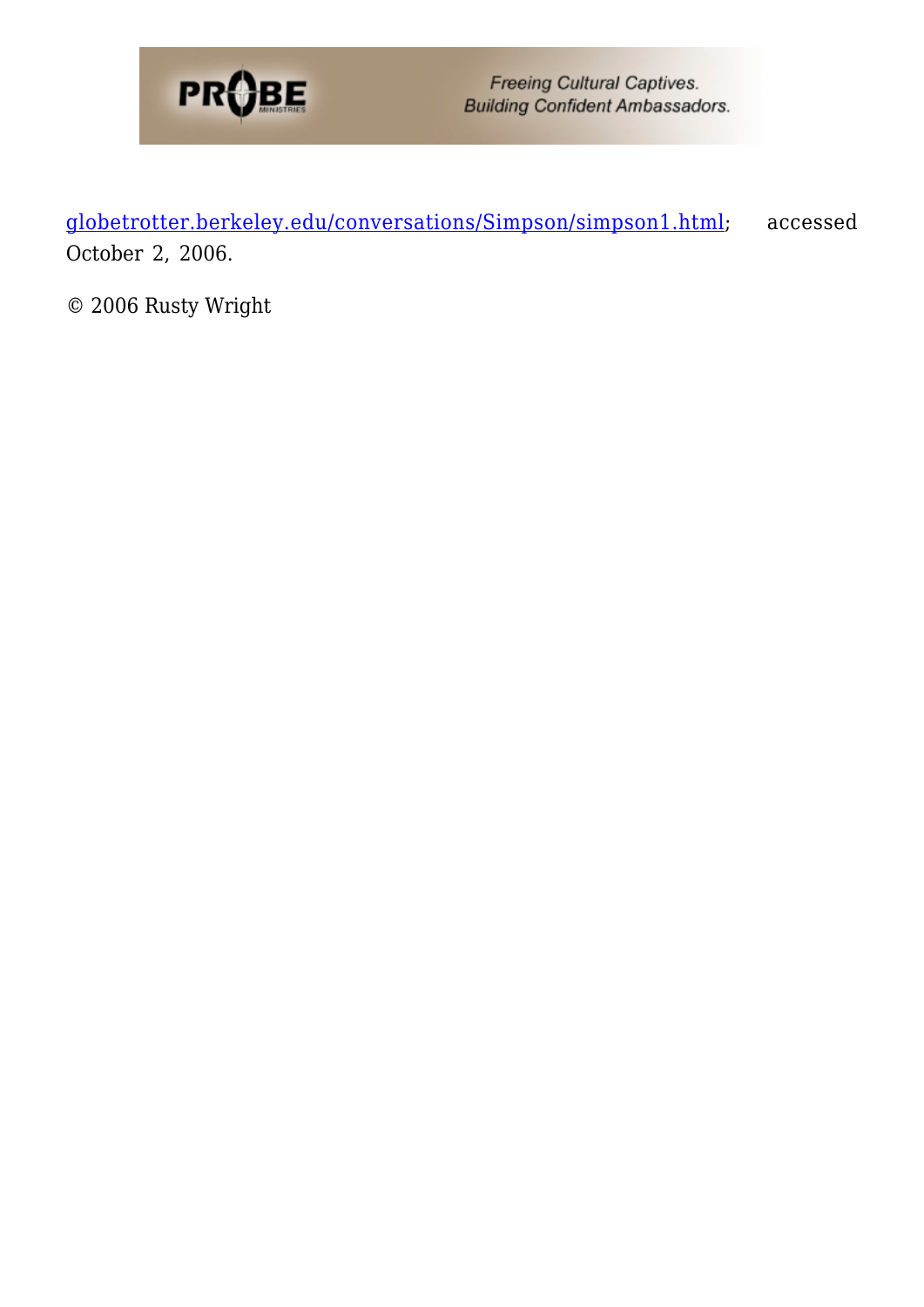globetrotter.berkeley.edu/conversations/Simpson/simpson1.html; accessed October 2, 2006.

© 2006 Rusty Wright